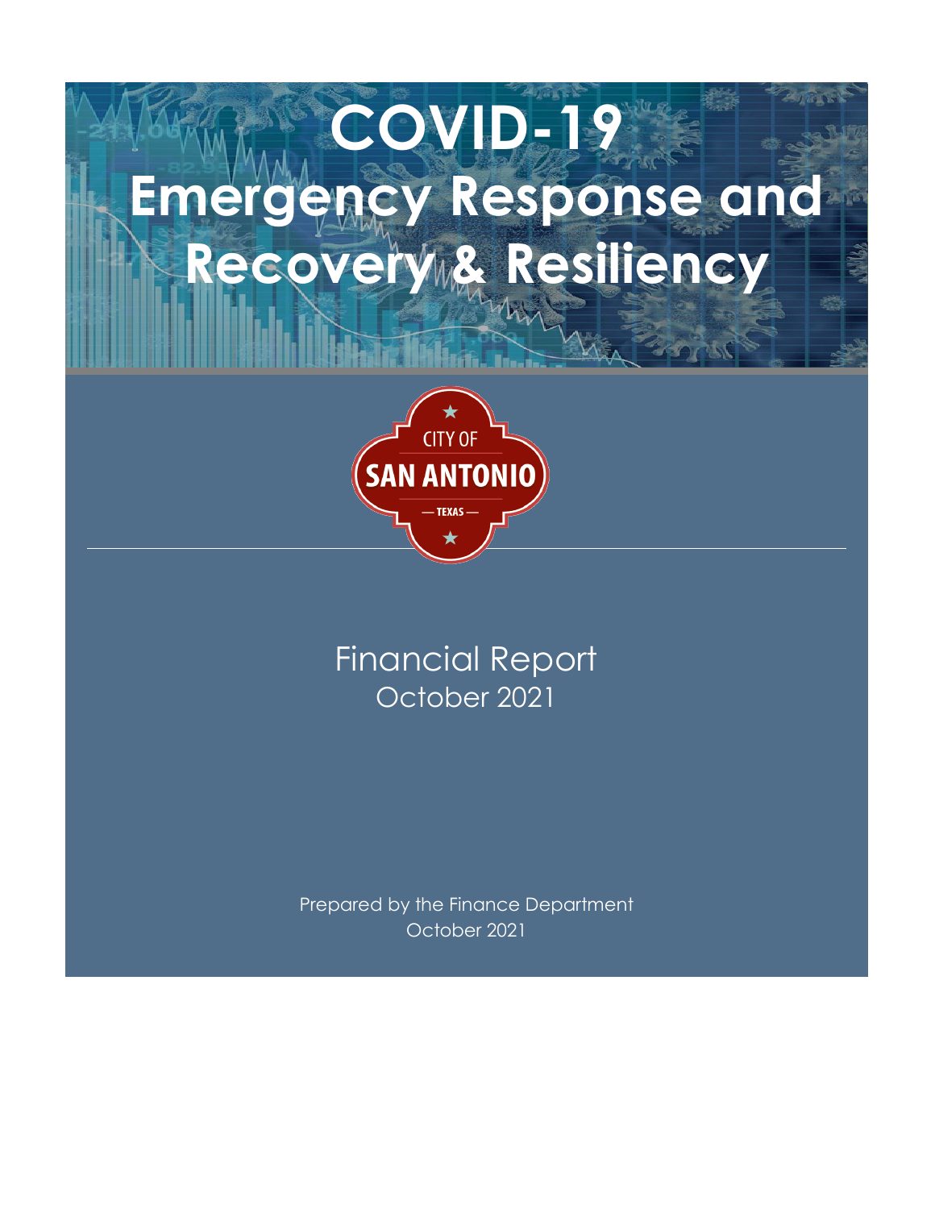# COVID-19 Emergency Response and Recovery & Resiliency

CITY OF SAN ANTONIO — TEXAS —

Financial Report
October 2021

Prepared by the Finance Department
October 2021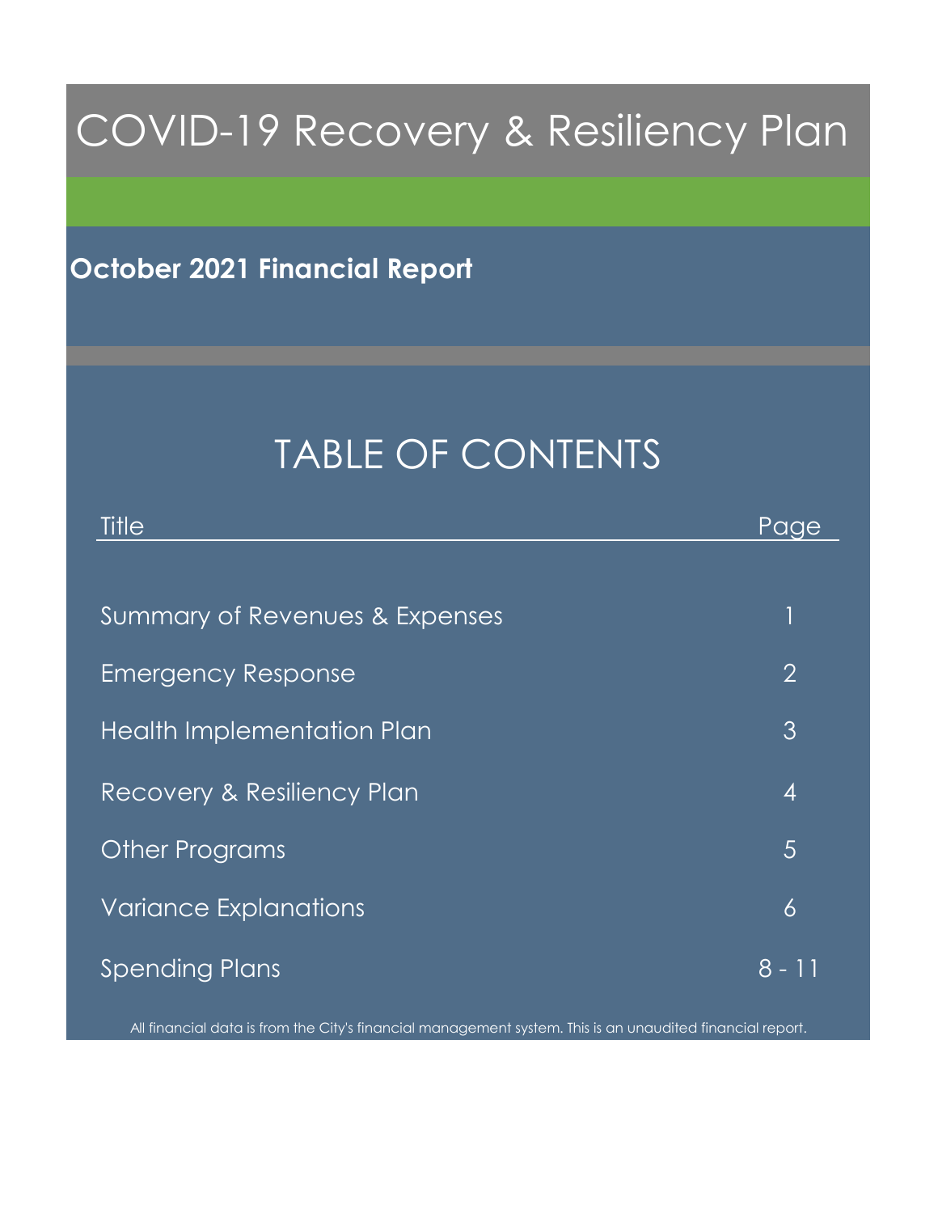# COVID-19 Recovery & Resiliency Plan

**October 2021 Financial Report**

## TABLE OF CONTENTS

| Title | Page |
| --- | --- |
| Summary of Revenues & Expenses | 1 |
| Emergency Response | 2 |
| Health Implementation Plan | 3 |
| Recovery & Resiliency Plan | 4 |
| Other Programs | 5 |
| Variance Explanations | 6 |
| Spending Plans | 8 - 11 |

All financial data is from the City's financial management system. This is an unaudited financial report.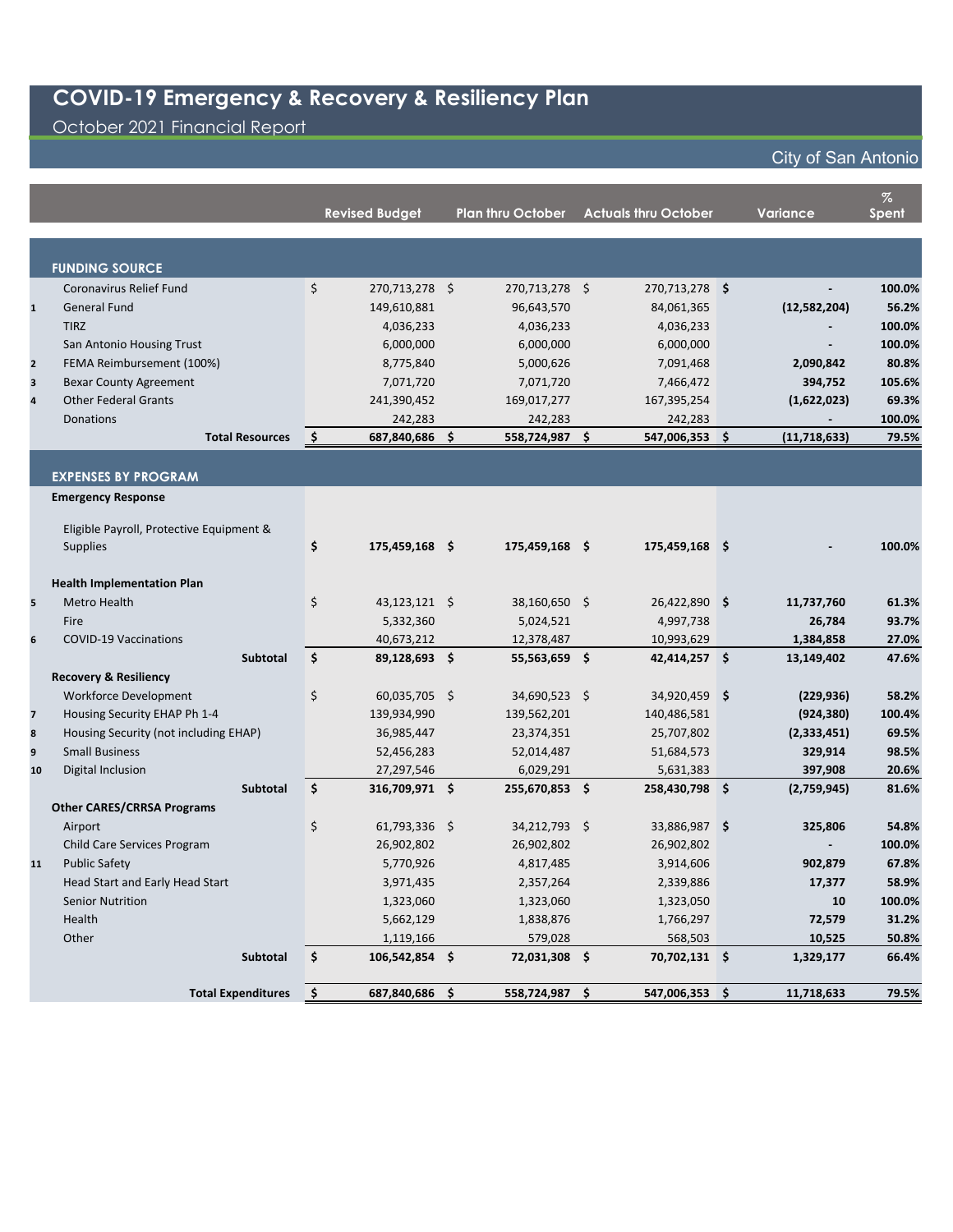# COVID-19 Emergency & Recovery & Resiliency Plan

October 2021 Financial Report

City of San Antonio

| | | Revised Budget | Plan thru October | Actuals thru October | Variance | % Spent |
|---|---|---|---|---|---|---|
| | **FUNDING SOURCE** | | | | | |
| | Coronavirus Relief Fund | $ 270,713,278 | $ 270,713,278 | $ 270,713,278 | **$ -** | **100.0%** |
| 1 | General Fund | 149,610,881 | 96,643,570 | 84,061,365 | **(12,582,204)** | **56.2%** |
| | TIRZ | 4,036,233 | 4,036,233 | 4,036,233 | **-** | **100.0%** |
| | San Antonio Housing Trust | 6,000,000 | 6,000,000 | 6,000,000 | **-** | **100.0%** |
| 2 | FEMA Reimbursement (100%) | 8,775,840 | 5,000,626 | 7,091,468 | **2,090,842** | **80.8%** |
| 3 | Bexar County Agreement | 7,071,720 | 7,071,720 | 7,466,472 | **394,752** | **105.6%** |
| 4 | Other Federal Grants | 241,390,452 | 169,017,277 | 167,395,254 | **(1,622,023)** | **69.3%** |
| | Donations | 242,283 | 242,283 | 242,283 | **-** | **100.0%** |
| | **Total Resources** | **$ 687,840,686** | **$ 558,724,987** | **$ 547,006,353** | **$ (11,718,633)** | **79.5%** |
| | **EXPENSES BY PROGRAM** | | | | | |
| | **Emergency Response** | | | | | |
| | Eligible Payroll, Protective Equipment & Supplies | **$ 175,459,168** | **$ 175,459,168** | **$ 175,459,168** | **$ -** | **100.0%** |
| | **Health Implementation Plan** | | | | | |
| 5 | Metro Health | $ 43,123,121 | $ 38,160,650 | $ 26,422,890 | **$ 11,737,760** | **61.3%** |
| | Fire | 5,332,360 | 5,024,521 | 4,997,738 | **26,784** | **93.7%** |
| 6 | COVID-19 Vaccinations | 40,673,212 | 12,378,487 | 10,993,629 | **1,384,858** | **27.0%** |
| | **Subtotal** | **$ 89,128,693** | **$ 55,563,659** | **$ 42,414,257** | **$ 13,149,402** | **47.6%** |
| | **Recovery & Resiliency** | | | | | |
| | Workforce Development | $ 60,035,705 | $ 34,690,523 | $ 34,920,459 | **$ (229,936)** | **58.2%** |
| 7 | Housing Security EHAP Ph 1-4 | 139,934,990 | 139,562,201 | 140,486,581 | **(924,380)** | **100.4%** |
| 8 | Housing Security (not including EHAP) | 36,985,447 | 23,374,351 | 25,707,802 | **(2,333,451)** | **69.5%** |
| 9 | Small Business | 52,456,283 | 52,014,487 | 51,684,573 | **329,914** | **98.5%** |
| 10 | Digital Inclusion | 27,297,546 | 6,029,291 | 5,631,383 | **397,908** | **20.6%** |
| | **Subtotal** | **$ 316,709,971** | **$ 255,670,853** | **$ 258,430,798** | **$ (2,759,945)** | **81.6%** |
| | **Other CARES/CRRSA Programs** | | | | | |
| | Airport | $ 61,793,336 | $ 34,212,793 | $ 33,886,987 | **$ 325,806** | **54.8%** |
| | Child Care Services Program | 26,902,802 | 26,902,802 | 26,902,802 | **-** | **100.0%** |
| 11 | Public Safety | 5,770,926 | 4,817,485 | 3,914,606 | **902,879** | **67.8%** |
| | Head Start and Early Head Start | 3,971,435 | 2,357,264 | 2,339,886 | **17,377** | **58.9%** |
| | Senior Nutrition | 1,323,060 | 1,323,060 | 1,323,050 | **10** | **100.0%** |
| | Health | 5,662,129 | 1,838,876 | 1,766,297 | **72,579** | **31.2%** |
| | Other | 1,119,166 | 579,028 | 568,503 | **10,525** | **50.8%** |
| | **Subtotal** | **$ 106,542,854** | **$ 72,031,308** | **$ 70,702,131** | **$ 1,329,177** | **66.4%** |
| | **Total Expenditures** | **$ 687,840,686** | **$ 558,724,987** | **$ 547,006,353** | **$ 11,718,633** | **79.5%** |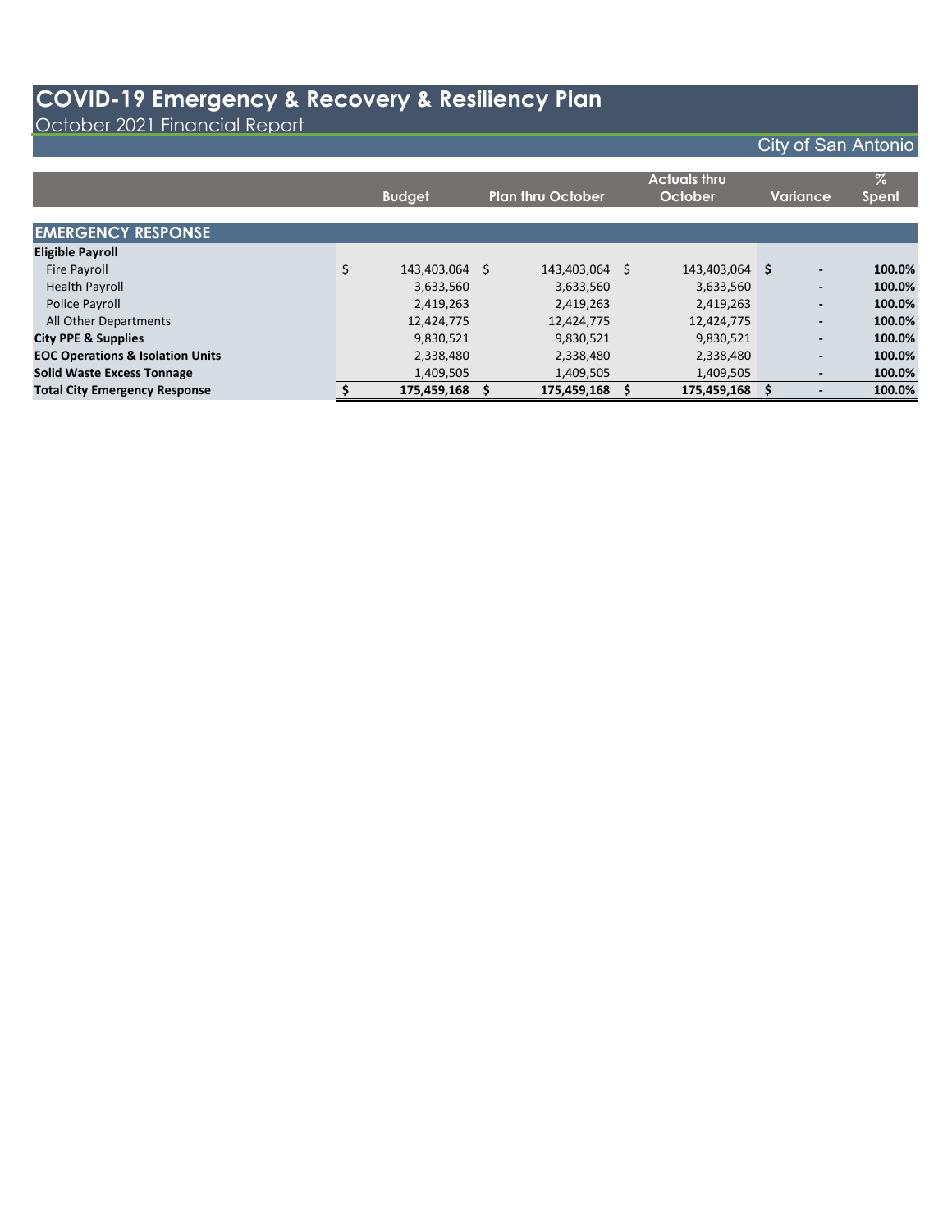# COVID-19 Emergency & Recovery & Resiliency Plan

October 2021 Financial Report

City of San Antonio

| | Budget | Plan thru October | Actuals thru October | Variance | % Spent |
|---|---|---|---|---|---|
| **EMERGENCY RESPONSE** | | | | | |
| **Eligible Payroll** | | | | | |
| Fire Payroll | $ 143,403,064 | $ 143,403,064 | $ 143,403,064 | **$ -** | **100.0%** |
| Health Payroll | 3,633,560 | 3,633,560 | 3,633,560 | **-** | **100.0%** |
| Police Payroll | 2,419,263 | 2,419,263 | 2,419,263 | **-** | **100.0%** |
| All Other Departments | 12,424,775 | 12,424,775 | 12,424,775 | **-** | **100.0%** |
| **City PPE & Supplies** | 9,830,521 | 9,830,521 | 9,830,521 | **-** | **100.0%** |
| **EOC Operations & Isolation Units** | 2,338,480 | 2,338,480 | 2,338,480 | **-** | **100.0%** |
| **Solid Waste Excess Tonnage** | 1,409,505 | 1,409,505 | 1,409,505 | **-** | **100.0%** |
| **Total City Emergency Response** | **$ 175,459,168** | **$ 175,459,168** | **$ 175,459,168** | **$ -** | **100.0%** |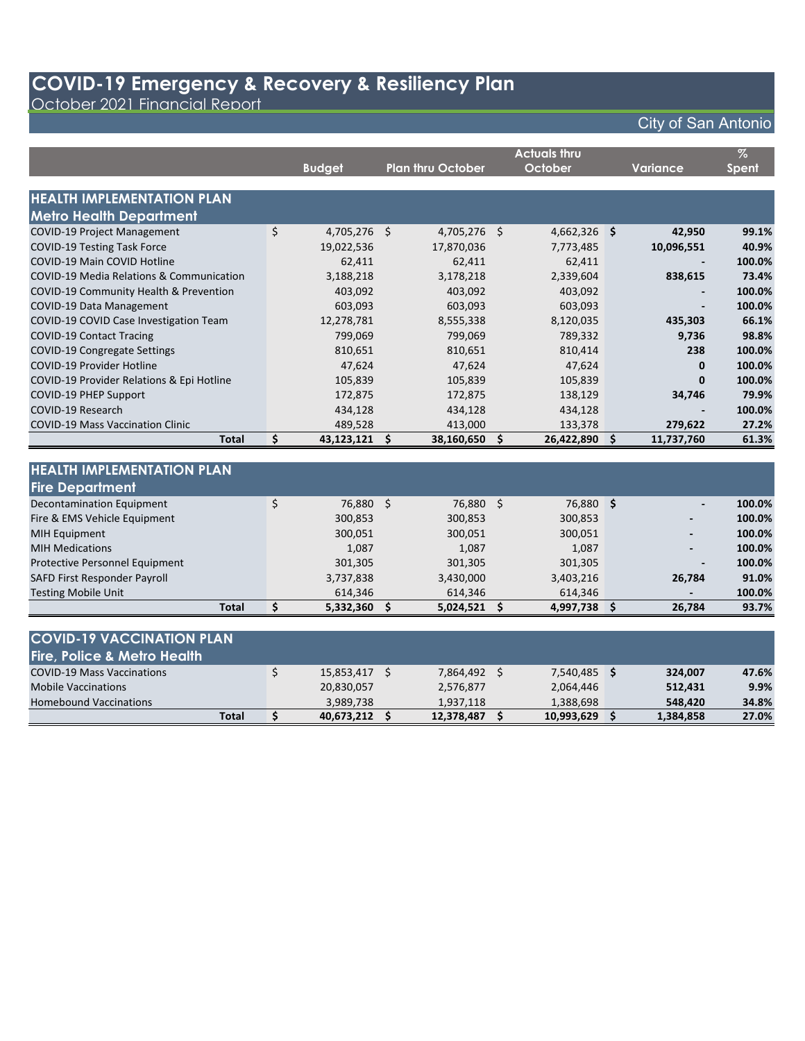# COVID-19 Emergency & Recovery & Resiliency Plan

October 2021 Financial Report

City of San Antonio

| | Budget | Plan thru October | Actuals thru October | Variance | % Spent |
|---|---|---|---|---|---|
| **HEALTH IMPLEMENTATION PLAN** | | | | | |
| **Metro Health Department** | | | | | |
| COVID-19 Project Management | $ 4,705,276 | $ 4,705,276 | $ 4,662,326 | $ 42,950 | 99.1% |
| COVID-19 Testing Task Force | 19,022,536 | 17,870,036 | 7,773,485 | 10,096,551 | 40.9% |
| COVID-19 Main COVID Hotline | 62,411 | 62,411 | 62,411 | - | 100.0% |
| COVID-19 Media Relations & Communication | 3,188,218 | 3,178,218 | 2,339,604 | 838,615 | 73.4% |
| COVID-19 Community Health & Prevention | 403,092 | 403,092 | 403,092 | - | 100.0% |
| COVID-19 Data Management | 603,093 | 603,093 | 603,093 | - | 100.0% |
| COVID-19 COVID Case Investigation Team | 12,278,781 | 8,555,338 | 8,120,035 | 435,303 | 66.1% |
| COVID-19 Contact Tracing | 799,069 | 799,069 | 789,332 | 9,736 | 98.8% |
| COVID-19 Congregate Settings | 810,651 | 810,651 | 810,414 | 238 | 100.0% |
| COVID-19 Provider Hotline | 47,624 | 47,624 | 47,624 | 0 | 100.0% |
| COVID-19 Provider Relations & Epi Hotline | 105,839 | 105,839 | 105,839 | 0 | 100.0% |
| COVID-19 PHEP Support | 172,875 | 172,875 | 138,129 | 34,746 | 79.9% |
| COVID-19 Research | 434,128 | 434,128 | 434,128 | - | 100.0% |
| COVID-19 Mass Vaccination Clinic | 489,528 | 413,000 | 133,378 | 279,622 | 27.2% |
| **Total** | **$ 43,123,121** | **$ 38,160,650** | **$ 26,422,890** | **$ 11,737,760** | **61.3%** |

| | Budget | Plan thru October | Actuals thru October | Variance | % Spent |
|---|---|---|---|---|---|
| **HEALTH IMPLEMENTATION PLAN** | | | | | |
| **Fire Department** | | | | | |
| Decontamination Equipment | $ 76,880 | $ 76,880 | $ 76,880 | $ - | 100.0% |
| Fire & EMS Vehicle Equipment | 300,853 | 300,853 | 300,853 | - | 100.0% |
| MIH Equipment | 300,051 | 300,051 | 300,051 | - | 100.0% |
| MIH Medications | 1,087 | 1,087 | 1,087 | - | 100.0% |
| Protective Personnel Equipment | 301,305 | 301,305 | 301,305 | - | 100.0% |
| SAFD First Responder Payroll | 3,737,838 | 3,430,000 | 3,403,216 | 26,784 | 91.0% |
| Testing Mobile Unit | 614,346 | 614,346 | 614,346 | - | 100.0% |
| **Total** | **$ 5,332,360** | **$ 5,024,521** | **$ 4,997,738** | **$ 26,784** | **93.7%** |

| | Budget | Plan thru October | Actuals thru October | Variance | % Spent |
|---|---|---|---|---|---|
| **COVID-19 VACCINATION PLAN** | | | | | |
| **Fire, Police & Metro Health** | | | | | |
| COVID-19 Mass Vaccinations | $ 15,853,417 | $ 7,864,492 | $ 7,540,485 | $ 324,007 | 47.6% |
| Mobile Vaccinations | 20,830,057 | 2,576,877 | 2,064,446 | 512,431 | 9.9% |
| Homebound Vaccinations | 3,989,738 | 1,937,118 | 1,388,698 | 548,420 | 34.8% |
| **Total** | **$ 40,673,212** | **$ 12,378,487** | **$ 10,993,629** | **$ 1,384,858** | **27.0%** |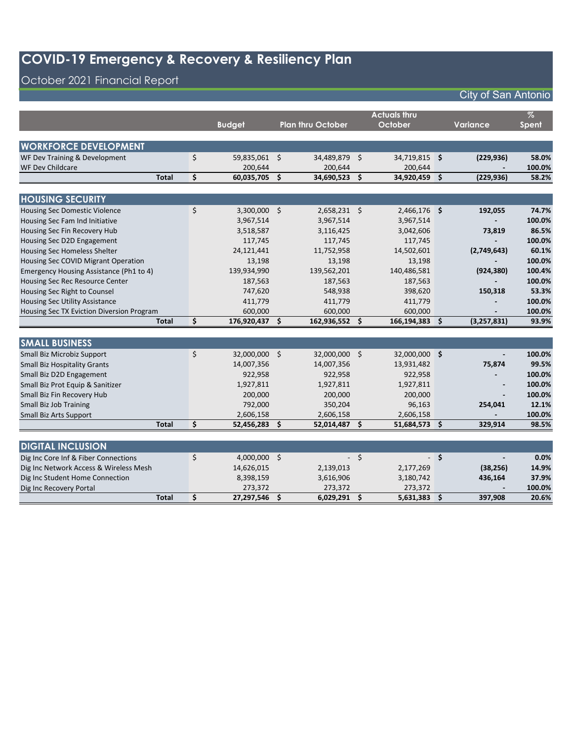# COVID-19 Emergency & Recovery & Resiliency Plan

## October 2021 Financial Report

City of San Antonio

| | Budget | Plan thru October | Actuals thru October | Variance | % Spent |
|---|---|---|---|---|---|
| **WORKFORCE DEVELOPMENT** | | | | | |
| WF Dev Training & Development | $ 59,835,061 | $ 34,489,879 | $ 34,719,815 | **$ (229,936)** | **58.0%** |
| WF Dev Childcare | 200,644 | 200,644 | 200,644 | **-** | **100.0%** |
| **Total** | **$ 60,035,705** | **$ 34,690,523** | **$ 34,920,459** | **$ (229,936)** | **58.2%** |
| **HOUSING SECURITY** | | | | | |
| Housing Sec Domestic Violence | $ 3,300,000 | $ 2,658,231 | $ 2,466,176 | **$ 192,055** | **74.7%** |
| Housing Sec Fam Ind Initiative | 3,967,514 | 3,967,514 | 3,967,514 | **-** | **100.0%** |
| Housing Sec Fin Recovery Hub | 3,518,587 | 3,116,425 | 3,042,606 | **73,819** | **86.5%** |
| Housing Sec D2D Engagement | 117,745 | 117,745 | 117,745 | **-** | **100.0%** |
| Housing Sec Homeless Shelter | 24,121,441 | 11,752,958 | 14,502,601 | **(2,749,643)** | **60.1%** |
| Housing Sec COVID Migrant Operation | 13,198 | 13,198 | 13,198 | **-** | **100.0%** |
| Emergency Housing Assistance (Ph1 to 4) | 139,934,990 | 139,562,201 | 140,486,581 | **(924,380)** | **100.4%** |
| Housing Sec Rec Resource Center | 187,563 | 187,563 | 187,563 | **-** | **100.0%** |
| Housing Sec Right to Counsel | 747,620 | 548,938 | 398,620 | **150,318** | **53.3%** |
| Housing Sec Utility Assistance | 411,779 | 411,779 | 411,779 | **-** | **100.0%** |
| Housing Sec TX Eviction Diversion Program | 600,000 | 600,000 | 600,000 | **-** | **100.0%** |
| **Total** | **$ 176,920,437** | **$ 162,936,552** | **$ 166,194,383** | **$ (3,257,831)** | **93.9%** |
| **SMALL BUSINESS** | | | | | |
| Small Biz Microbiz Support | $ 32,000,000 | $ 32,000,000 | $ 32,000,000 | **$ -** | **100.0%** |
| Small Biz Hospitality Grants | 14,007,356 | 14,007,356 | 13,931,482 | **75,874** | **99.5%** |
| Small Biz D2D Engagement | 922,958 | 922,958 | 922,958 | **-** | **100.0%** |
| Small Biz Prot Equip & Sanitizer | 1,927,811 | 1,927,811 | 1,927,811 | **-** | **100.0%** |
| Small Biz Fin Recovery Hub | 200,000 | 200,000 | 200,000 | **-** | **100.0%** |
| Small Biz Job Training | 792,000 | 350,204 | 96,163 | **254,041** | **12.1%** |
| Small Biz Arts Support | 2,606,158 | 2,606,158 | 2,606,158 | **-** | **100.0%** |
| **Total** | **$ 52,456,283** | **$ 52,014,487** | **$ 51,684,573** | **$ 329,914** | **98.5%** |
| **DIGITAL INCLUSION** | | | | | |
| Dig Inc Core Inf & Fiber Connections | $ 4,000,000 | $ - | $ - | **$ -** | **0.0%** |
| Dig Inc Network Access & Wireless Mesh | 14,626,015 | 2,139,013 | 2,177,269 | **(38,256)** | **14.9%** |
| Dig Inc Student Home Connection | 8,398,159 | 3,616,906 | 3,180,742 | **436,164** | **37.9%** |
| Dig Inc Recovery Portal | 273,372 | 273,372 | 273,372 | **-** | **100.0%** |
| **Total** | **$ 27,297,546** | **$ 6,029,291** | **$ 5,631,383** | **$ 397,908** | **20.6%** |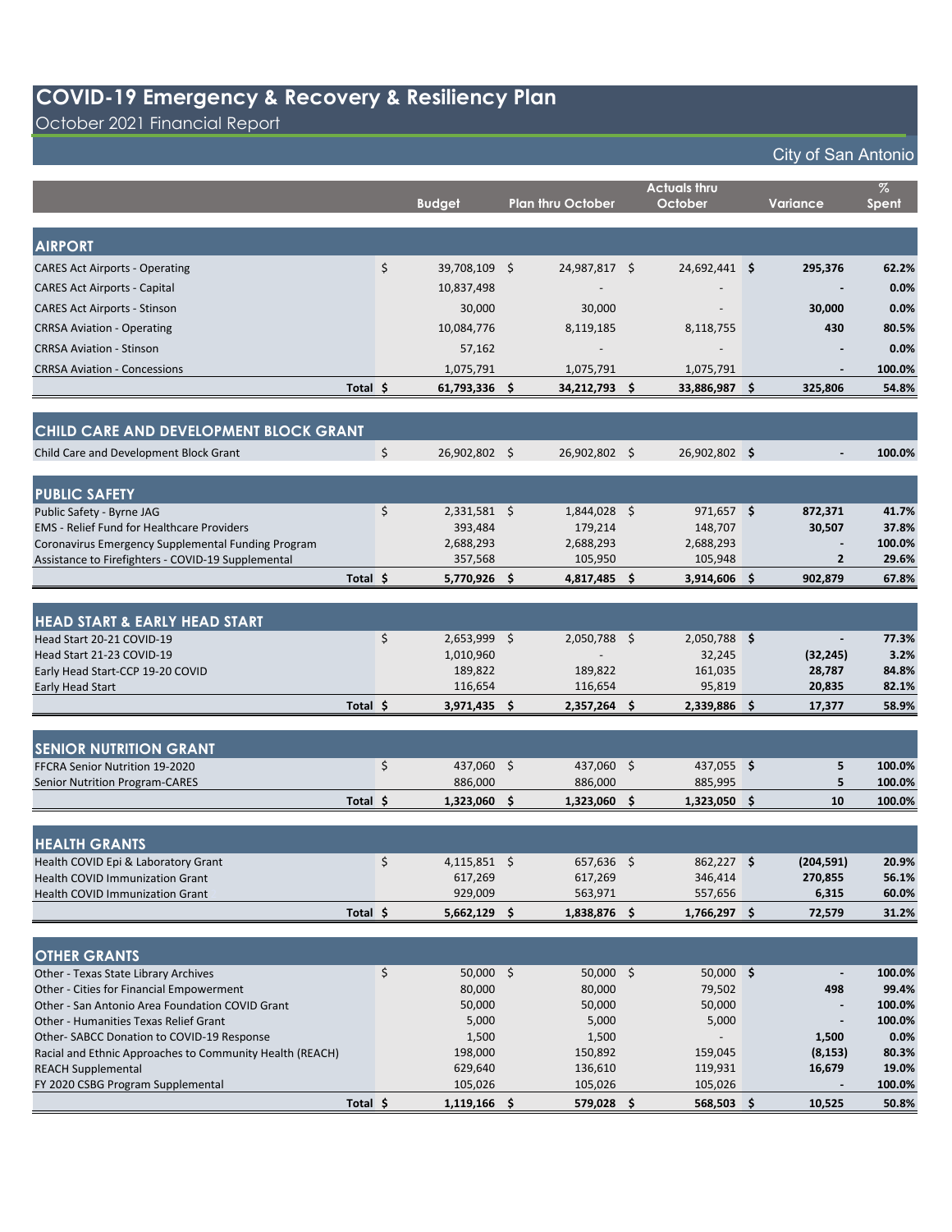# COVID-19 Emergency & Recovery & Resiliency Plan

October 2021 Financial Report

City of San Antonio

| | Budget | Plan thru October | Actuals thru October | Variance | % Spent |
|---|---|---|---|---|---|
| **AIRPORT** | | | | | |
| CARES Act Airports - Operating | $ 39,708,109 | $ 24,987,817 | $ 24,692,441 | **$ 295,376** | **62.2%** |
| CARES Act Airports - Capital | 10,837,498 | - | - | **-** | **0.0%** |
| CARES Act Airports - Stinson | 30,000 | 30,000 | - | **30,000** | **0.0%** |
| CRRSA Aviation - Operating | 10,084,776 | 8,119,185 | 8,118,755 | **430** | **80.5%** |
| CRRSA Aviation - Stinson | 57,162 | - | - | **-** | **0.0%** |
| CRRSA Aviation - Concessions | 1,075,791 | 1,075,791 | 1,075,791 | **-** | **100.0%** |
| **Total** | **$ 61,793,336** | **$ 34,212,793** | **$ 33,886,987** | **$ 325,806** | **54.8%** |
| **CHILD CARE AND DEVELOPMENT BLOCK GRANT** | | | | | |
| Child Care and Development Block Grant | $ 26,902,802 | $ 26,902,802 | $ 26,902,802 | **$ -** | **100.0%** |
| **PUBLIC SAFETY** | | | | | |
| Public Safety - Byrne JAG | $ 2,331,581 | $ 1,844,028 | $ 971,657 | **$ 872,371** | **41.7%** |
| EMS - Relief Fund for Healthcare Providers | 393,484 | 179,214 | 148,707 | **30,507** | **37.8%** |
| Coronavirus Emergency Supplemental Funding Program | 2,688,293 | 2,688,293 | 2,688,293 | **-** | **100.0%** |
| Assistance to Firefighters - COVID-19 Supplemental | 357,568 | 105,950 | 105,948 | **2** | **29.6%** |
| **Total** | **$ 5,770,926** | **$ 4,817,485** | **$ 3,914,606** | **$ 902,879** | **67.8%** |
| **HEAD START & EARLY HEAD START** | | | | | |
| Head Start 20-21 COVID-19 | $ 2,653,999 | $ 2,050,788 | $ 2,050,788 | **$ -** | **77.3%** |
| Head Start 21-23 COVID-19 | 1,010,960 | - | 32,245 | **(32,245)** | **3.2%** |
| Early Head Start-CCP 19-20 COVID | 189,822 | 189,822 | 161,035 | **28,787** | **84.8%** |
| Early Head Start | 116,654 | 116,654 | 95,819 | **20,835** | **82.1%** |
| **Total** | **$ 3,971,435** | **$ 2,357,264** | **$ 2,339,886** | **$ 17,377** | **58.9%** |
| **SENIOR NUTRITION GRANT** | | | | | |
| FFCRA Senior Nutrition 19-2020 | $ 437,060 | $ 437,060 | $ 437,055 | **$ 5** | **100.0%** |
| Senior Nutrition Program-CARES | 886,000 | 886,000 | 885,995 | **5** | **100.0%** |
| **Total** | **$ 1,323,060** | **$ 1,323,060** | **$ 1,323,050** | **$ 10** | **100.0%** |
| **HEALTH GRANTS** | | | | | |
| Health COVID Epi & Laboratory Grant | $ 4,115,851 | $ 657,636 | $ 862,227 | **$ (204,591)** | **20.9%** |
| Health COVID Immunization Grant | 617,269 | 617,269 | 346,414 | **270,855** | **56.1%** |
| Health COVID Immunization Grant | 929,009 | 563,971 | 557,656 | **6,315** | **60.0%** |
| **Total** | **$ 5,662,129** | **$ 1,838,876** | **$ 1,766,297** | **$ 72,579** | **31.2%** |
| **OTHER GRANTS** | | | | | |
| Other - Texas State Library Archives | $ 50,000 | $ 50,000 | $ 50,000 | **$ -** | **100.0%** |
| Other - Cities for Financial Empowerment | 80,000 | 80,000 | 79,502 | **498** | **99.4%** |
| Other - San Antonio Area Foundation COVID Grant | 50,000 | 50,000 | 50,000 | **-** | **100.0%** |
| Other - Humanities Texas Relief Grant | 5,000 | 5,000 | 5,000 | **-** | **100.0%** |
| Other- SABCC Donation to COVID-19 Response | 1,500 | 1,500 | - | **1,500** | **0.0%** |
| Racial and Ethnic Approaches to Community Health (REACH) | 198,000 | 150,892 | 159,045 | **(8,153)** | **80.3%** |
| REACH Supplemental | 629,640 | 136,610 | 119,931 | **16,679** | **19.0%** |
| FY 2020 CSBG Program Supplemental | 105,026 | 105,026 | 105,026 | **-** | **100.0%** |
| **Total** | **$ 1,119,166** | **$ 579,028** | **$ 568,503** | **$ 10,525** | **50.8%** |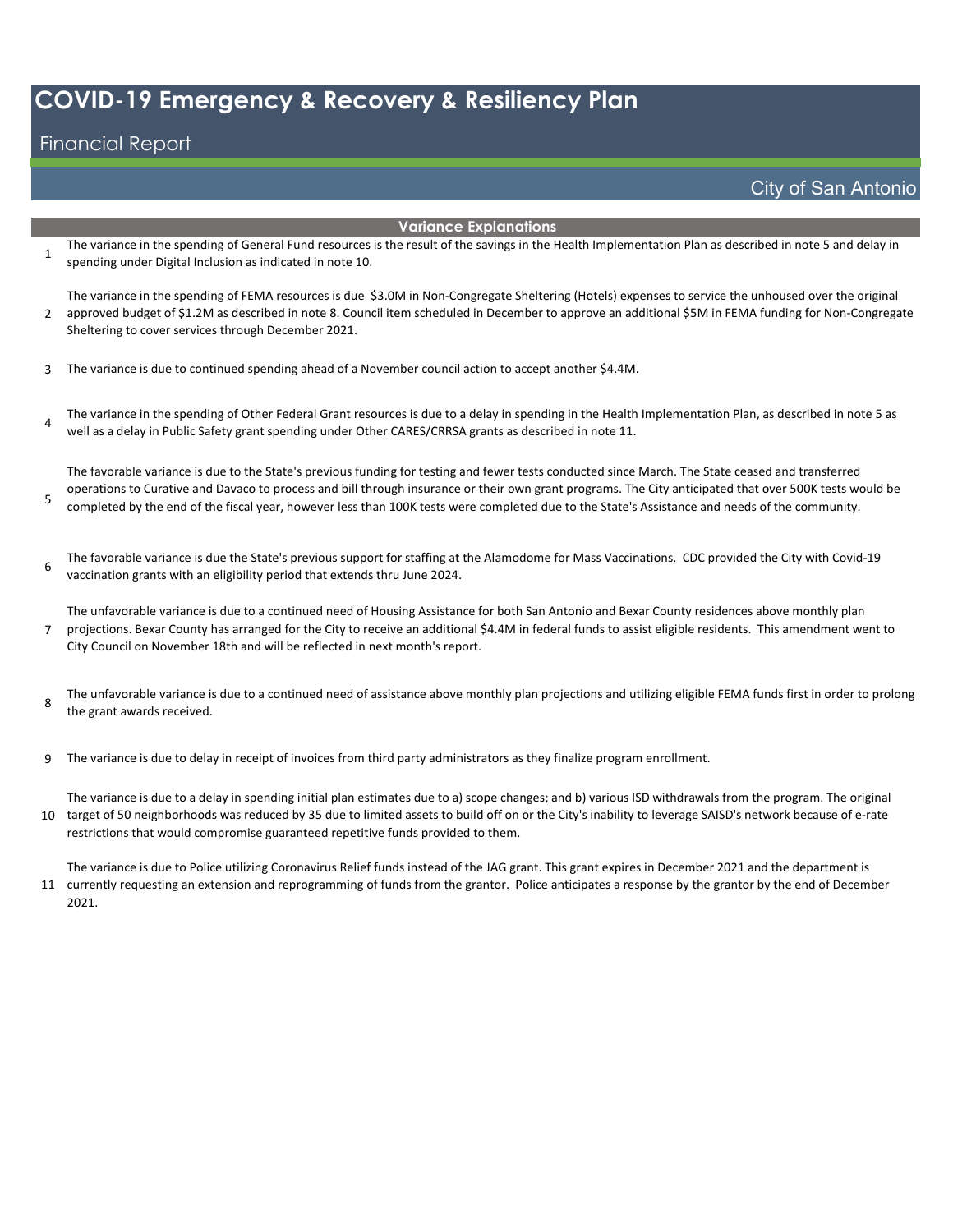# COVID-19 Emergency & Recovery & Resiliency Plan

## Financial Report

City of San Antonio

### Variance Explanations

1. The variance in the spending of General Fund resources is the result of the savings in the Health Implementation Plan as described in note 5 and delay in spending under Digital Inclusion as indicated in note 10.

2. The variance in the spending of FEMA resources is due $3.0M in Non-Congregate Sheltering (Hotels) expenses to service the unhoused over the original approved budget of $1.2M as described in note 8. Council item scheduled in December to approve an additional $5M in FEMA funding for Non-Congregate Sheltering to cover services through December 2021.

3. The variance is due to continued spending ahead of a November council action to accept another $4.4M.

4. The variance in the spending of Other Federal Grant resources is due to a delay in spending in the Health Implementation Plan, as described in note 5 as well as a delay in Public Safety grant spending under Other CARES/CRRSA grants as described in note 11.

5. The favorable variance is due to the State's previous funding for testing and fewer tests conducted since March. The State ceased and transferred operations to Curative and Davaco to process and bill through insurance or their own grant programs. The City anticipated that over 500K tests would be completed by the end of the fiscal year, however less than 100K tests were completed due to the State's Assistance and needs of the community.

6. The favorable variance is due the State's previous support for staffing at the Alamodome for Mass Vaccinations. CDC provided the City with Covid-19 vaccination grants with an eligibility period that extends thru June 2024.

7. The unfavorable variance is due to a continued need of Housing Assistance for both San Antonio and Bexar County residences above monthly plan projections. Bexar County has arranged for the City to receive an additional $4.4M in federal funds to assist eligible residents. This amendment went to City Council on November 18th and will be reflected in next month's report.

8. The unfavorable variance is due to a continued need of assistance above monthly plan projections and utilizing eligible FEMA funds first in order to prolong the grant awards received.

9. The variance is due to delay in receipt of invoices from third party administrators as they finalize program enrollment.

10. The variance is due to a delay in spending initial plan estimates due to a) scope changes; and b) various ISD withdrawals from the program. The original target of 50 neighborhoods was reduced by 35 due to limited assets to build off on or the City's inability to leverage SAISD's network because of e-rate restrictions that would compromise guaranteed repetitive funds provided to them.

11. The variance is due to Police utilizing Coronavirus Relief funds instead of the JAG grant. This grant expires in December 2021 and the department is currently requesting an extension and reprogramming of funds from the grantor. Police anticipates a response by the grantor by the end of December 2021.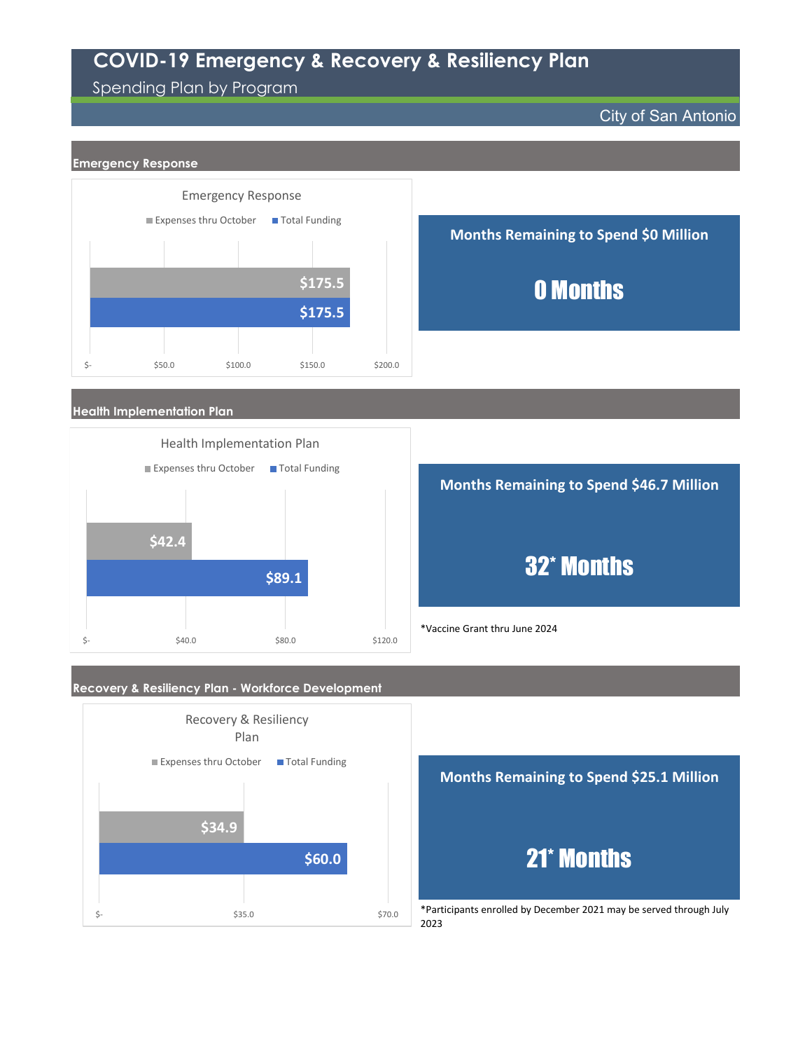# COVID-19 Emergency & Recovery & Resiliency Plan

## Spending Plan by Program

City of San Antonio

### Emergency Response

Emergency Response

| | Expenses thru October | Total Funding |
|---|---|---|
| Emergency Response | $175.5 | $175.5 |

**Months Remaining to Spend $0 Million**

**0 Months**

### Health Implementation Plan

Health Implementation Plan

| | Expenses thru October | Total Funding |
|---|---|---|
| Health Implementation Plan | $42.4 | $89.1 |

**Months Remaining to Spend $46.7 Million**

**32* Months**

*Vaccine Grant thru June 2024

### Recovery & Resiliency Plan - Workforce Development

Recovery & Resiliency Plan

| | Expenses thru October | Total Funding |
|---|---|---|
| Recovery & Resiliency Plan | $34.9 | $60.0 |

**Months Remaining to Spend $25.1 Million**

**21* Months**

*Participants enrolled by December 2021 may be served through July 2023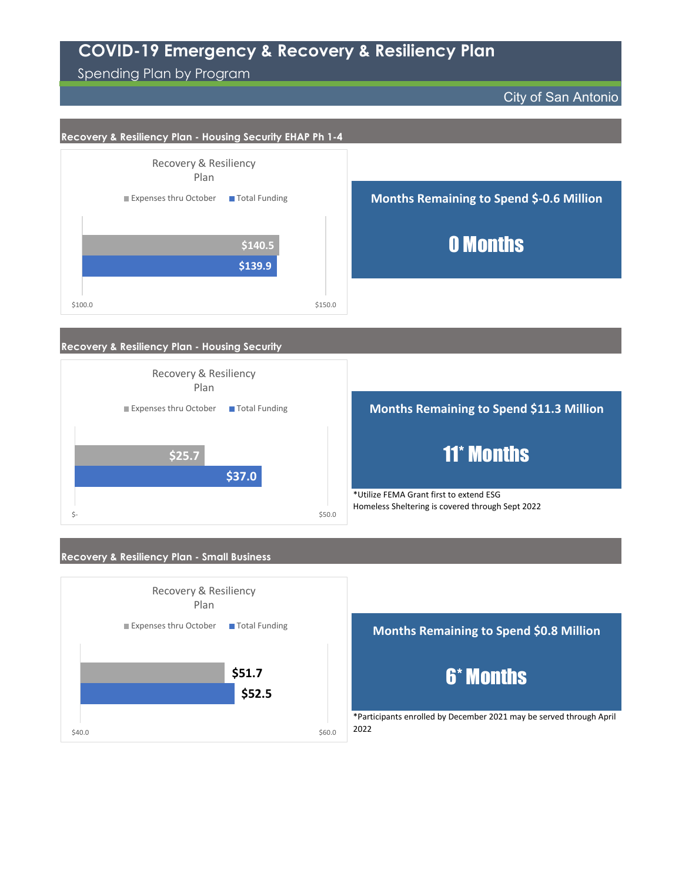# COVID-19 Emergency & Recovery & Resiliency Plan

Spending Plan by Program

City of San Antonio

## Recovery & Resiliency Plan - Housing Security EHAP Ph 1-4

Recovery & Resiliency Plan

| | Expenses thru October | Total Funding |
|---|---|---|
| Recovery & Resiliency Plan | $140.5 | $139.9 |

**Months Remaining to Spend $-0.6 Million**

**0 Months**

## Recovery & Resiliency Plan - Housing Security

Recovery & Resiliency Plan

| | Expenses thru October | Total Funding |
|---|---|---|
| Recovery & Resiliency Plan | $25.7 | $37.0 |

**Months Remaining to Spend $11.3 Million**

**11* Months**

*Utilize FEMA Grant first to extend ESG Homeless Sheltering is covered through Sept 2022

## Recovery & Resiliency Plan - Small Business

Recovery & Resiliency Plan

| | Expenses thru October | Total Funding |
|---|---|---|
| Recovery & Resiliency Plan | $51.7 | $52.5 |

**Months Remaining to Spend $0.8 Million**

**6* Months**

*Participants enrolled by December 2021 may be served through April 2022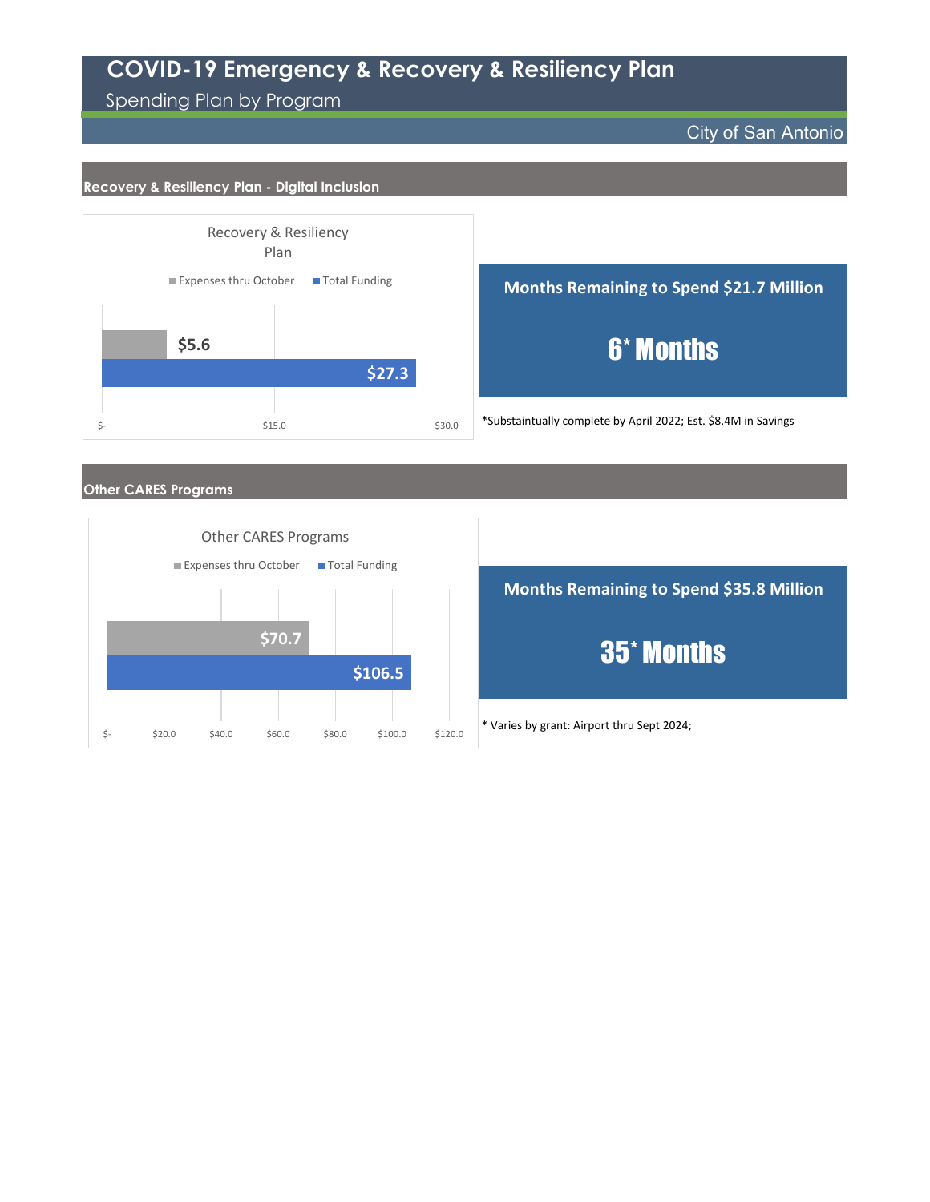# COVID-19 Emergency & Recovery & Resiliency Plan

Spending Plan by Program

City of San Antonio

## Recovery & Resiliency Plan - Digital Inclusion

Recovery & Resiliency Plan

| | Expenses thru October | Total Funding |
|---|---|---|
| Recovery & Resiliency Plan | $5.6 | $27.3 |

**Months Remaining to Spend $21.7 Million**

**6* Months**

*Substaintually complete by April 2022; Est. $8.4M in Savings

## Other CARES Programs

Other CARES Programs

| | Expenses thru October | Total Funding |
|---|---|---|
| Other CARES Programs | $70.7 | $106.5 |

**Months Remaining to Spend $35.8 Million**

**35* Months**

* Varies by grant: Airport thru Sept 2024;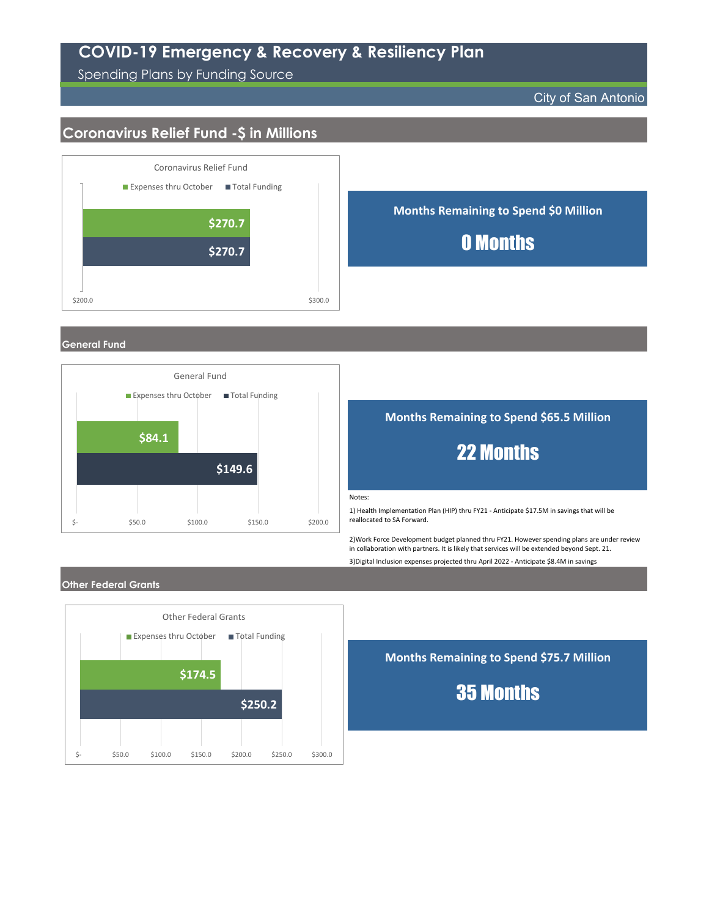# COVID-19 Emergency & Recovery & Resiliency Plan

Spending Plans by Funding Source

City of San Antonio

## Coronavirus Relief Fund -$ in Millions

Coronavirus Relief Fund

| | Expenses thru October | Total Funding |
|---|---|---|
| Coronavirus Relief Fund | $270.7 | $270.7 |

**Months Remaining to Spend $0 Million**

**0 Months**

## General Fund

General Fund

| | Expenses thru October | Total Funding |
|---|---|---|
| General Fund | $84.1 | $149.6 |

**Months Remaining to Spend $65.5 Million**

**22 Months**

Notes:

1) Health Implementation Plan (HIP) thru FY21 - Anticipate $17.5M in savings that will be reallocated to SA Forward.

2)Work Force Development budget planned thru FY21. However spending plans are under review in collaboration with partners. It is likely that services will be extended beyond Sept. 21.

3)Digital Inclusion expenses projected thru April 2022 - Anticipate $8.4M in savings

## Other Federal Grants

Other Federal Grants

| | Expenses thru October | Total Funding |
|---|---|---|
| Other Federal Grants | $174.5 | $250.2 |

**Months Remaining to Spend $75.7 Million**

**35 Months**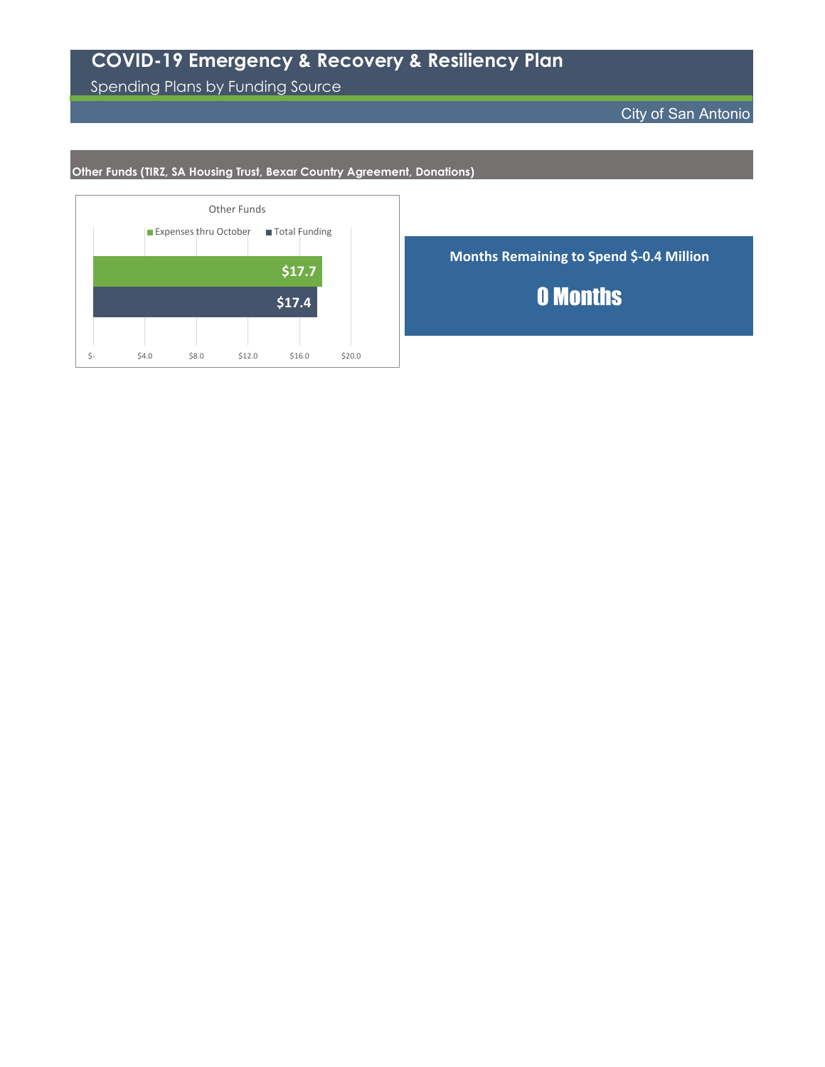# COVID-19 Emergency & Recovery & Resiliency Plan

Spending Plans by Funding Source

City of San Antonio

## Other Funds (TIRZ, SA Housing Trust, Bexar Country Agreement, Donations)

Other Funds

Expenses thru October
Total Funding

$17.7
$17.4

$-
$4.0
$8.0
$12.0
$16.0
$20.0

**Months Remaining to Spend $-0.4 Million**

**0 Months**